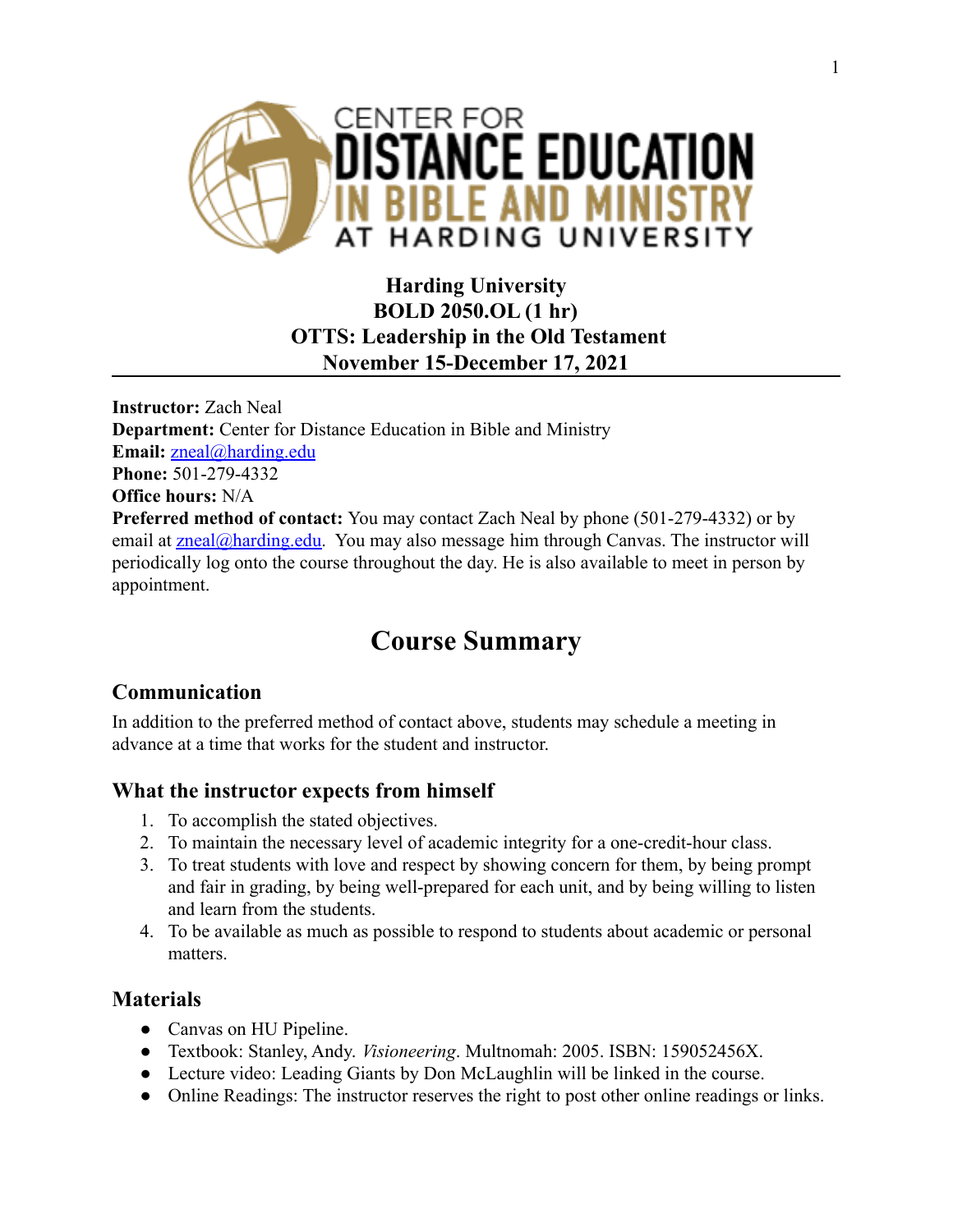**Harding University**
**BOLD 2050.OL (1 hr)**
**OTTS: Leadership in the Old Testament**
**November 15-December 17, 2021**

---

**Instructor:** Zach Neal
**Department:** Center for Distance Education in Bible and Ministry
**Email:** zneal@harding.edu
**Phone:** 501-279-4332
**Office hours:** N/A
**Preferred method of contact:** You may contact Zach Neal by phone (501-279-4332) or by email at zneal@harding.edu. You may also message him through Canvas. The instructor will periodically log onto the course throughout the day. He is also available to meet in person by appointment.

# Course Summary

## Communication

In addition to the preferred method of contact above, students may schedule a meeting in advance at a time that works for the student and instructor.

## What the instructor expects from himself

1. To accomplish the stated objectives.
2. To maintain the necessary level of academic integrity for a one-credit-hour class.
3. To treat students with love and respect by showing concern for them, by being prompt and fair in grading, by being well-prepared for each unit, and by being willing to listen and learn from the students.
4. To be available as much as possible to respond to students about academic or personal matters.

## Materials

- Canvas on HU Pipeline.
- Textbook: Stanley, Andy. *Visioneering*. Multnomah: 2005. ISBN: 159052456X.
- Lecture video: Leading Giants by Don McLaughlin will be linked in the course.
- Online Readings: The instructor reserves the right to post other online readings or links.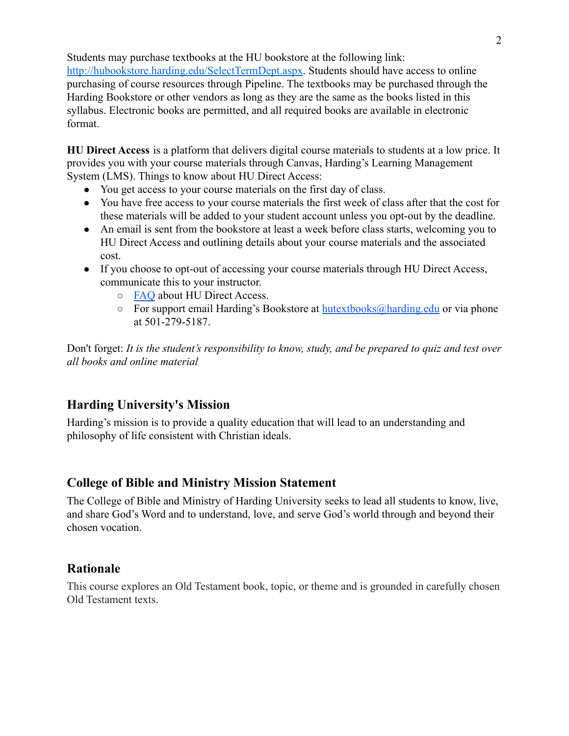Students may purchase textbooks at the HU bookstore at the following link: [http://hubookstore.harding.edu/SelectTermDept.aspx](http://hubookstore.harding.edu/SelectTermDept.aspx). Students should have access to online purchasing of course resources through Pipeline. The textbooks may be purchased through the Harding Bookstore or other vendors as long as they are the same as the books listed in this syllabus. Electronic books are permitted, and all required books are available in electronic format.

**HU Direct Access** is a platform that delivers digital course materials to students at a low price. It provides you with your course materials through Canvas, Harding's Learning Management System (LMS). Things to know about HU Direct Access:

- You get access to your course materials on the first day of class.
- You have free access to your course materials the first week of class after that the cost for these materials will be added to your student account unless you opt-out by the deadline.
- An email is sent from the bookstore at least a week before class starts, welcoming you to HU Direct Access and outlining details about your course materials and the associated cost.
- If you choose to opt-out of accessing your course materials through HU Direct Access, communicate this to your instructor.
  - FAQ about HU Direct Access.
  - For support email Harding's Bookstore at hutextbooks@harding.edu or via phone at 501-279-5187.

Don't forget: *It is the student's responsibility to know, study, and be prepared to quiz and test over all books and online material*

## Harding University's Mission

Harding's mission is to provide a quality education that will lead to an understanding and philosophy of life consistent with Christian ideals.

## College of Bible and Ministry Mission Statement

The College of Bible and Ministry of Harding University seeks to lead all students to know, live, and share God's Word and to understand, love, and serve God's world through and beyond their chosen vocation.

## Rationale

This course explores an Old Testament book, topic, or theme and is grounded in carefully chosen Old Testament texts.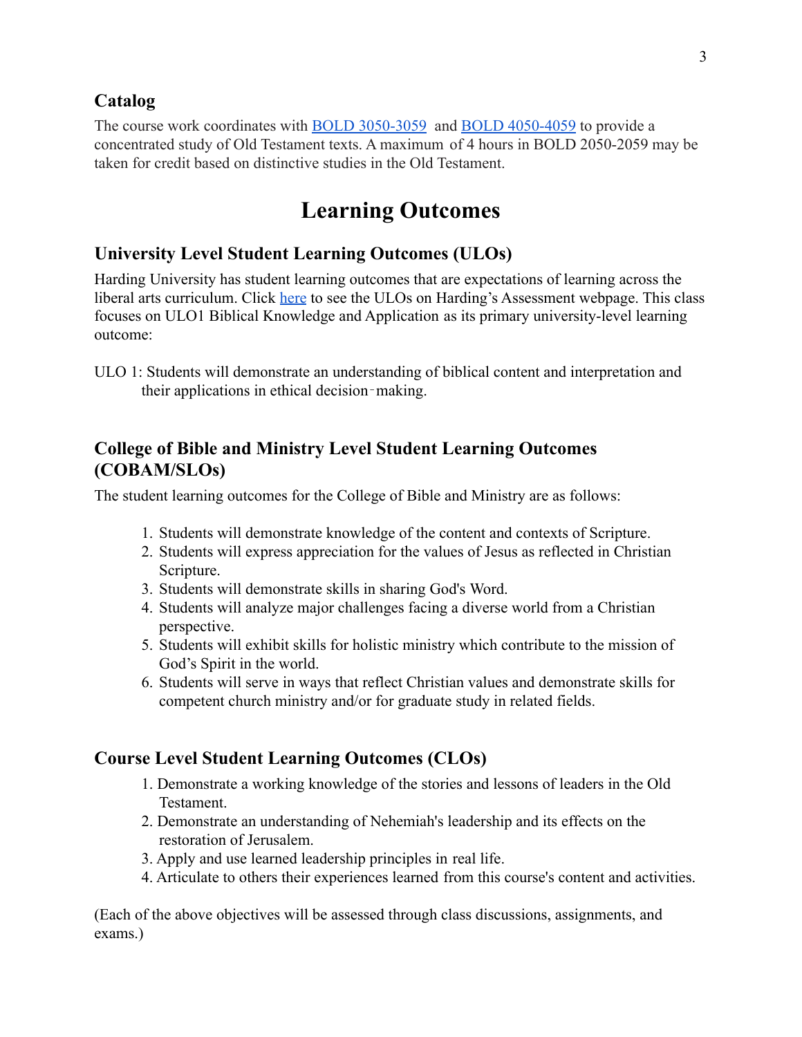### Catalog

The course work coordinates with [BOLD 3050-3059](BOLD 3050-3059) and [BOLD 4050-4059](BOLD 4050-4059) to provide a concentrated study of Old Testament texts. A maximum of 4 hours in BOLD 2050-2059 may be taken for credit based on distinctive studies in the Old Testament.

# Learning Outcomes

### University Level Student Learning Outcomes (ULOs)

Harding University has student learning outcomes that are expectations of learning across the liberal arts curriculum. Click here to see the ULOs on Harding's Assessment webpage. This class focuses on ULO1 Biblical Knowledge and Application as its primary university-level learning outcome:

ULO 1: Students will demonstrate an understanding of biblical content and interpretation and their applications in ethical decision-making.

### College of Bible and Ministry Level Student Learning Outcomes (COBAM/SLOs)

The student learning outcomes for the College of Bible and Ministry are as follows:

1. Students will demonstrate knowledge of the content and contexts of Scripture.
2. Students will express appreciation for the values of Jesus as reflected in Christian Scripture.
3. Students will demonstrate skills in sharing God's Word.
4. Students will analyze major challenges facing a diverse world from a Christian perspective.
5. Students will exhibit skills for holistic ministry which contribute to the mission of God's Spirit in the world.
6. Students will serve in ways that reflect Christian values and demonstrate skills for competent church ministry and/or for graduate study in related fields.

### Course Level Student Learning Outcomes (CLOs)

1. Demonstrate a working knowledge of the stories and lessons of leaders in the Old Testament.
2. Demonstrate an understanding of Nehemiah's leadership and its effects on the restoration of Jerusalem.
3. Apply and use learned leadership principles in real life.
4. Articulate to others their experiences learned from this course's content and activities.

(Each of the above objectives will be assessed through class discussions, assignments, and exams.)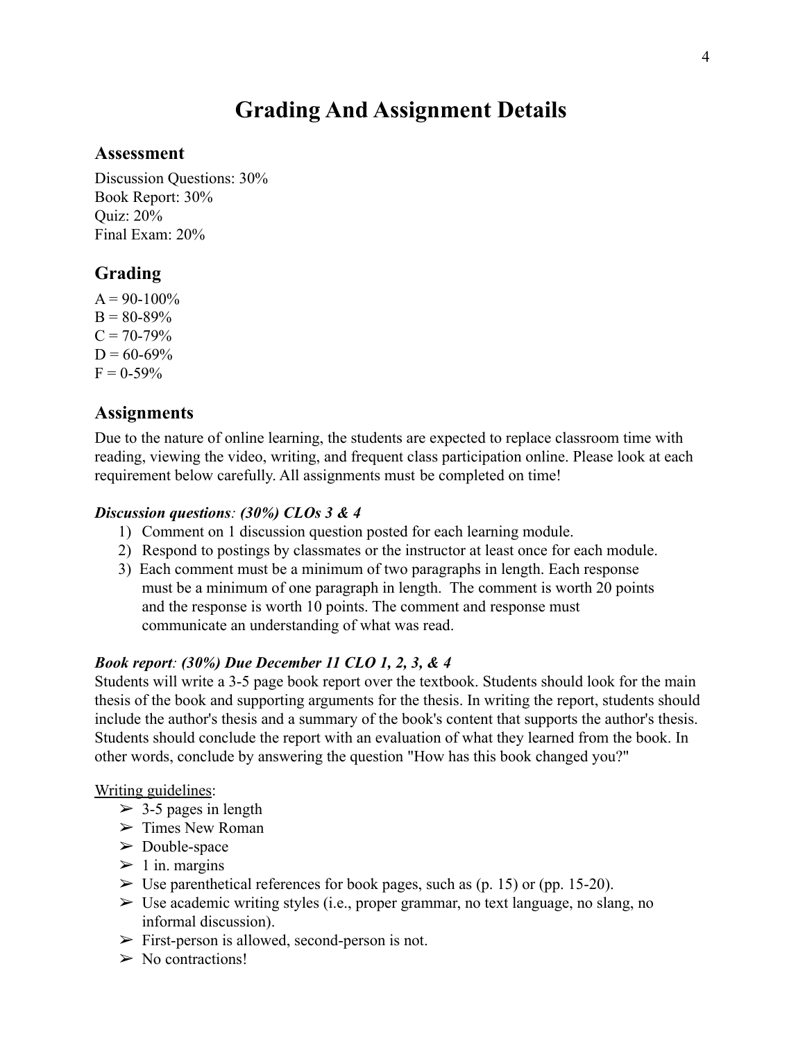# Grading And Assignment Details

## Assessment

Discussion Questions: 30%
Book Report: 30%
Quiz: 20%
Final Exam: 20%

## Grading

A = 90-100%
B = 80-89%
C = 70-79%
D = 60-69%
F = 0-59%

## Assignments

Due to the nature of online learning, the students are expected to replace classroom time with reading, viewing the video, writing, and frequent class participation online. Please look at each requirement below carefully. All assignments must be completed on time!

***Discussion questions**: (30%) CLOs 3 & 4*

1) Comment on 1 discussion question posted for each learning module.
2) Respond to postings by classmates or the instructor at least once for each module.
3) Each comment must be a minimum of two paragraphs in length. Each response must be a minimum of one paragraph in length. The comment is worth 20 points and the response is worth 10 points. The comment and response must communicate an understanding of what was read.

***Book report**: (30%) Due December 11 CLO 1, 2, 3, & 4*

Students will write a 3-5 page book report over the textbook. Students should look for the main thesis of the book and supporting arguments for the thesis. In writing the report, students should include the author's thesis and a summary of the book's content that supports the author's thesis. Students should conclude the report with an evaluation of what they learned from the book. In other words, conclude by answering the question "How has this book changed you?"

<u>Writing guidelines</u>:

- 3-5 pages in length
- Times New Roman
- Double-space
- 1 in. margins
- Use parenthetical references for book pages, such as (p. 15) or (pp. 15-20).
- Use academic writing styles (i.e., proper grammar, no text language, no slang, no informal discussion).
- First-person is allowed, second-person is not.
- No contractions!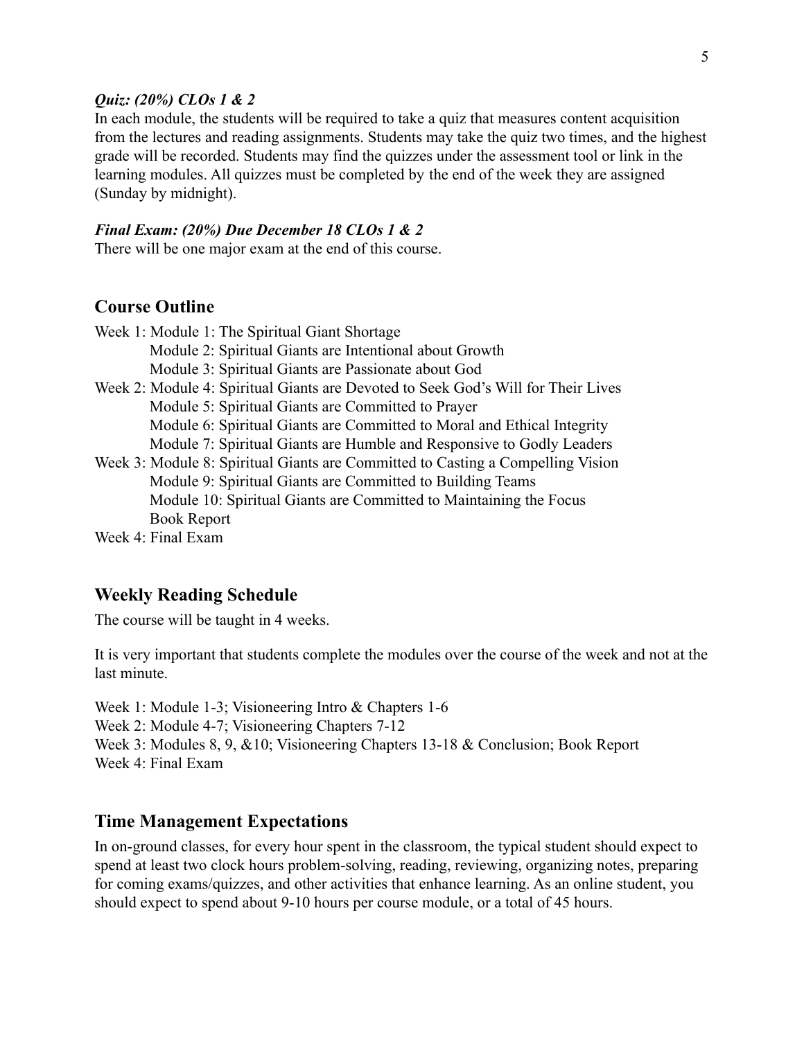***Quiz: (20%) CLOs 1 & 2***

In each module, the students will be required to take a quiz that measures content acquisition from the lectures and reading assignments. Students may take the quiz two times, and the highest grade will be recorded. Students may find the quizzes under the assessment tool or link in the learning modules. All quizzes must be completed by the end of the week they are assigned (Sunday by midnight).

***Final Exam: (20%) Due December 18 CLOs 1 & 2***

There will be one major exam at the end of this course.

## Course Outline

Week 1: Module 1: The Spiritual Giant Shortage
  Module 2: Spiritual Giants are Intentional about Growth
  Module 3: Spiritual Giants are Passionate about God
Week 2: Module 4: Spiritual Giants are Devoted to Seek God's Will for Their Lives
  Module 5: Spiritual Giants are Committed to Prayer
  Module 6: Spiritual Giants are Committed to Moral and Ethical Integrity
  Module 7: Spiritual Giants are Humble and Responsive to Godly Leaders
Week 3: Module 8: Spiritual Giants are Committed to Casting a Compelling Vision
  Module 9: Spiritual Giants are Committed to Building Teams
  Module 10: Spiritual Giants are Committed to Maintaining the Focus
  Book Report
Week 4: Final Exam

## Weekly Reading Schedule

The course will be taught in 4 weeks.

It is very important that students complete the modules over the course of the week and not at the last minute.

Week 1: Module 1-3; Visioneering Intro & Chapters 1-6
Week 2: Module 4-7; Visioneering Chapters 7-12
Week 3: Modules 8, 9, &10; Visioneering Chapters 13-18 & Conclusion; Book Report
Week 4: Final Exam

## Time Management Expectations

In on-ground classes, for every hour spent in the classroom, the typical student should expect to spend at least two clock hours problem-solving, reading, reviewing, organizing notes, preparing for coming exams/quizzes, and other activities that enhance learning. As an online student, you should expect to spend about 9-10 hours per course module, or a total of 45 hours.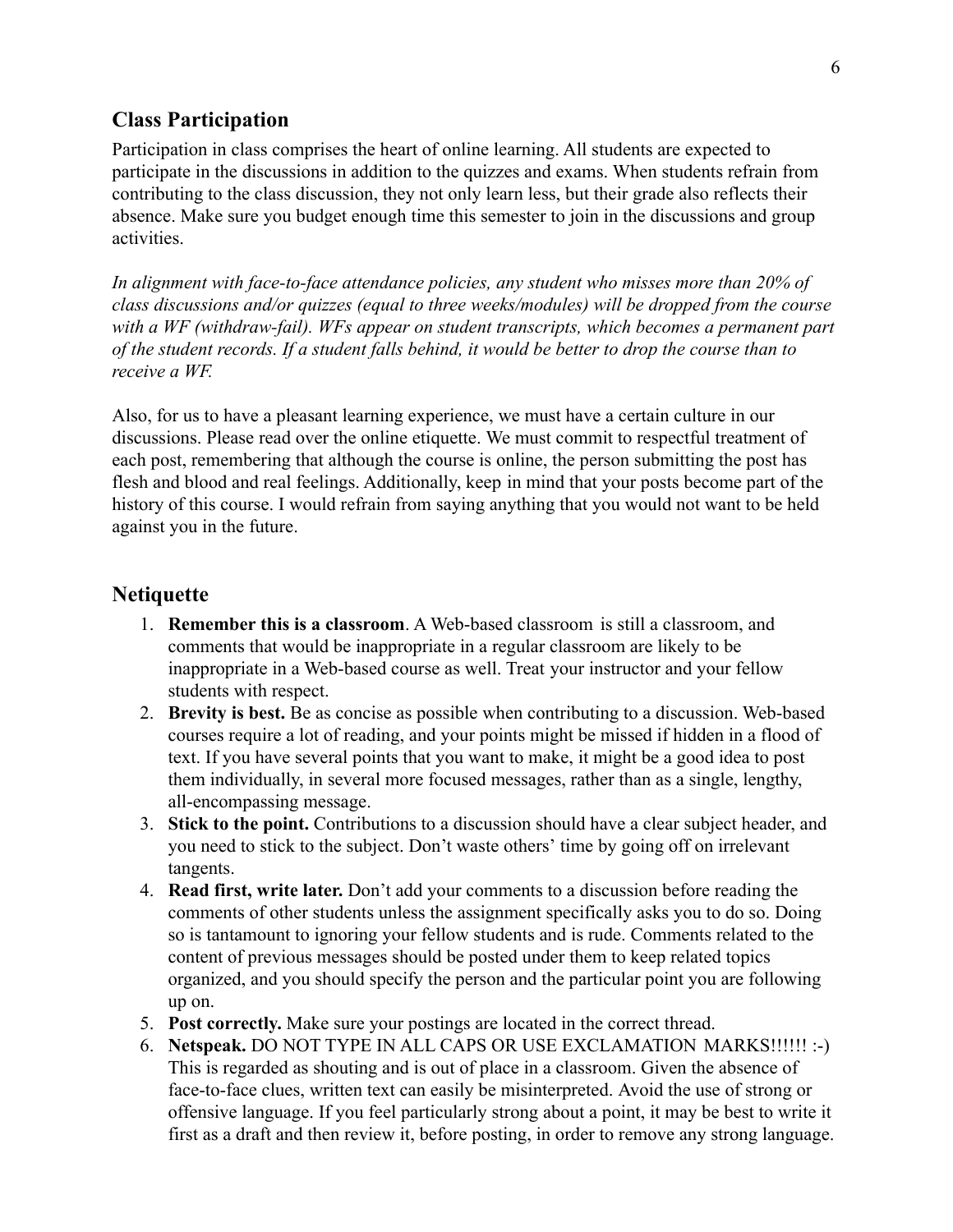## Class Participation

Participation in class comprises the heart of online learning. All students are expected to participate in the discussions in addition to the quizzes and exams. When students refrain from contributing to the class discussion, they not only learn less, but their grade also reflects their absence. Make sure you budget enough time this semester to join in the discussions and group activities.

*In alignment with face-to-face attendance policies, any student who misses more than 20% of class discussions and/or quizzes (equal to three weeks/modules) will be dropped from the course with a WF (withdraw-fail). WFs appear on student transcripts, which becomes a permanent part of the student records. If a student falls behind, it would be better to drop the course than to receive a WF.*

Also, for us to have a pleasant learning experience, we must have a certain culture in our discussions. Please read over the online etiquette. We must commit to respectful treatment of each post, remembering that although the course is online, the person submitting the post has flesh and blood and real feelings. Additionally, keep in mind that your posts become part of the history of this course. I would refrain from saying anything that you would not want to be held against you in the future.

## Netiquette

1. **Remember this is a classroom**. A Web-based classroom is still a classroom, and comments that would be inappropriate in a regular classroom are likely to be inappropriate in a Web-based course as well. Treat your instructor and your fellow students with respect.
2. **Brevity is best.** Be as concise as possible when contributing to a discussion. Web-based courses require a lot of reading, and your points might be missed if hidden in a flood of text. If you have several points that you want to make, it might be a good idea to post them individually, in several more focused messages, rather than as a single, lengthy, all-encompassing message.
3. **Stick to the point.** Contributions to a discussion should have a clear subject header, and you need to stick to the subject. Don't waste others' time by going off on irrelevant tangents.
4. **Read first, write later.** Don't add your comments to a discussion before reading the comments of other students unless the assignment specifically asks you to do so. Doing so is tantamount to ignoring your fellow students and is rude. Comments related to the content of previous messages should be posted under them to keep related topics organized, and you should specify the person and the particular point you are following up on.
5. **Post correctly.** Make sure your postings are located in the correct thread.
6. **Netspeak.** DO NOT TYPE IN ALL CAPS OR USE EXCLAMATION MARKS!!!!!! :-) This is regarded as shouting and is out of place in a classroom. Given the absence of face-to-face clues, written text can easily be misinterpreted. Avoid the use of strong or offensive language. If you feel particularly strong about a point, it may be best to write it first as a draft and then review it, before posting, in order to remove any strong language.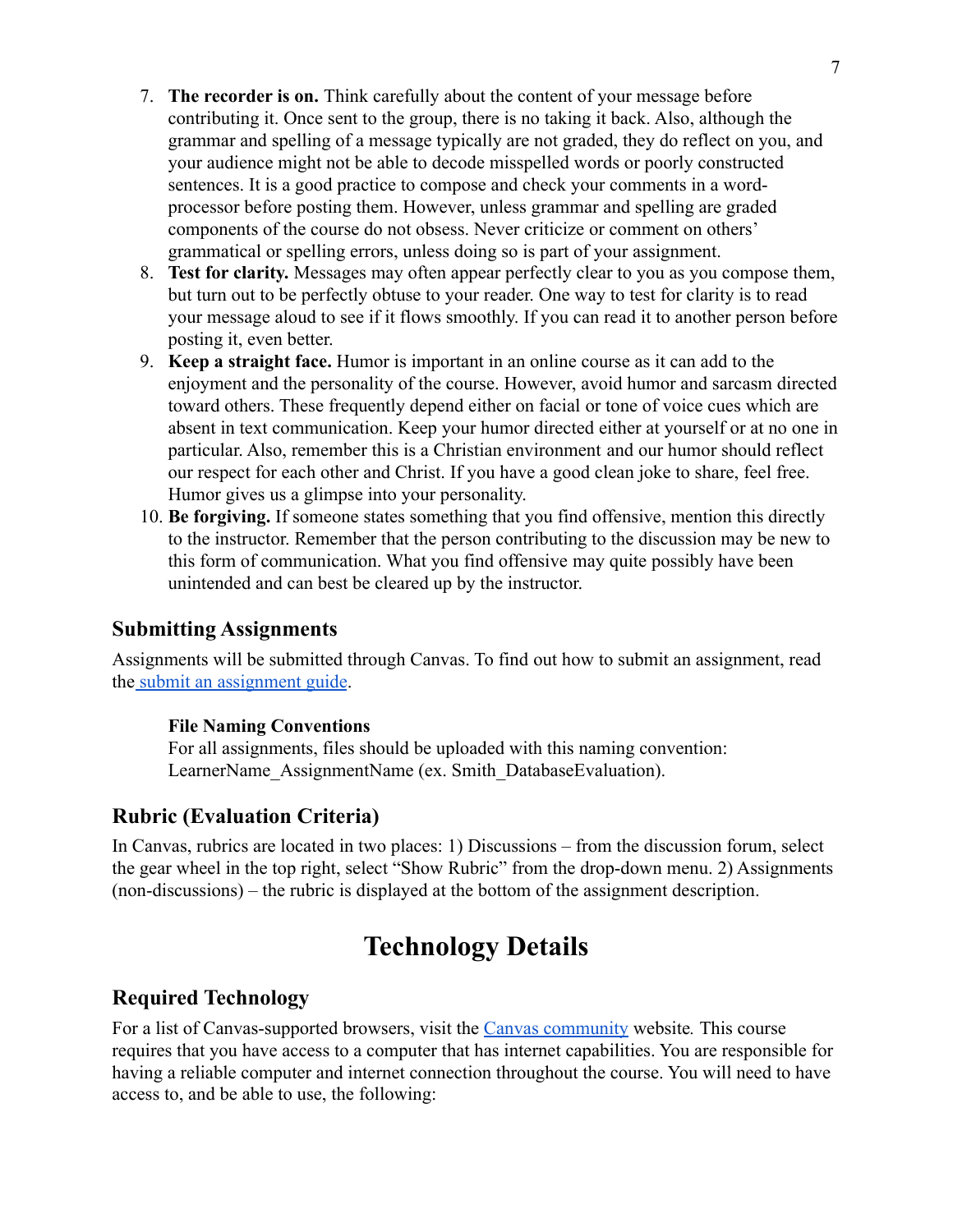7. **The recorder is on.** Think carefully about the content of your message before contributing it. Once sent to the group, there is no taking it back. Also, although the grammar and spelling of a message typically are not graded, they do reflect on you, and your audience might not be able to decode misspelled words or poorly constructed sentences. It is a good practice to compose and check your comments in a word-processor before posting them. However, unless grammar and spelling are graded components of the course do not obsess. Never criticize or comment on others' grammatical or spelling errors, unless doing so is part of your assignment.
8. **Test for clarity.** Messages may often appear perfectly clear to you as you compose them, but turn out to be perfectly obtuse to your reader. One way to test for clarity is to read your message aloud to see if it flows smoothly. If you can read it to another person before posting it, even better.
9. **Keep a straight face.** Humor is important in an online course as it can add to the enjoyment and the personality of the course. However, avoid humor and sarcasm directed toward others. These frequently depend either on facial or tone of voice cues which are absent in text communication. Keep your humor directed either at yourself or at no one in particular. Also, remember this is a Christian environment and our humor should reflect our respect for each other and Christ. If you have a good clean joke to share, feel free. Humor gives us a glimpse into your personality.
10. **Be forgiving.** If someone states something that you find offensive, mention this directly to the instructor. Remember that the person contributing to the discussion may be new to this form of communication. What you find offensive may quite possibly have been unintended and can best be cleared up by the instructor.

## Submitting Assignments

Assignments will be submitted through Canvas. To find out how to submit an assignment, read the submit an assignment guide.

### File Naming Conventions

For all assignments, files should be uploaded with this naming convention: LearnerName_AssignmentName (ex. Smith_DatabaseEvaluation).

## Rubric (Evaluation Criteria)

In Canvas, rubrics are located in two places: 1) Discussions – from the discussion forum, select the gear wheel in the top right, select "Show Rubric" from the drop-down menu. 2) Assignments (non-discussions) – the rubric is displayed at the bottom of the assignment description.

# Technology Details

## Required Technology

For a list of Canvas-supported browsers, visit the Canvas community website. This course requires that you have access to a computer that has internet capabilities. You are responsible for having a reliable computer and internet connection throughout the course. You will need to have access to, and be able to use, the following: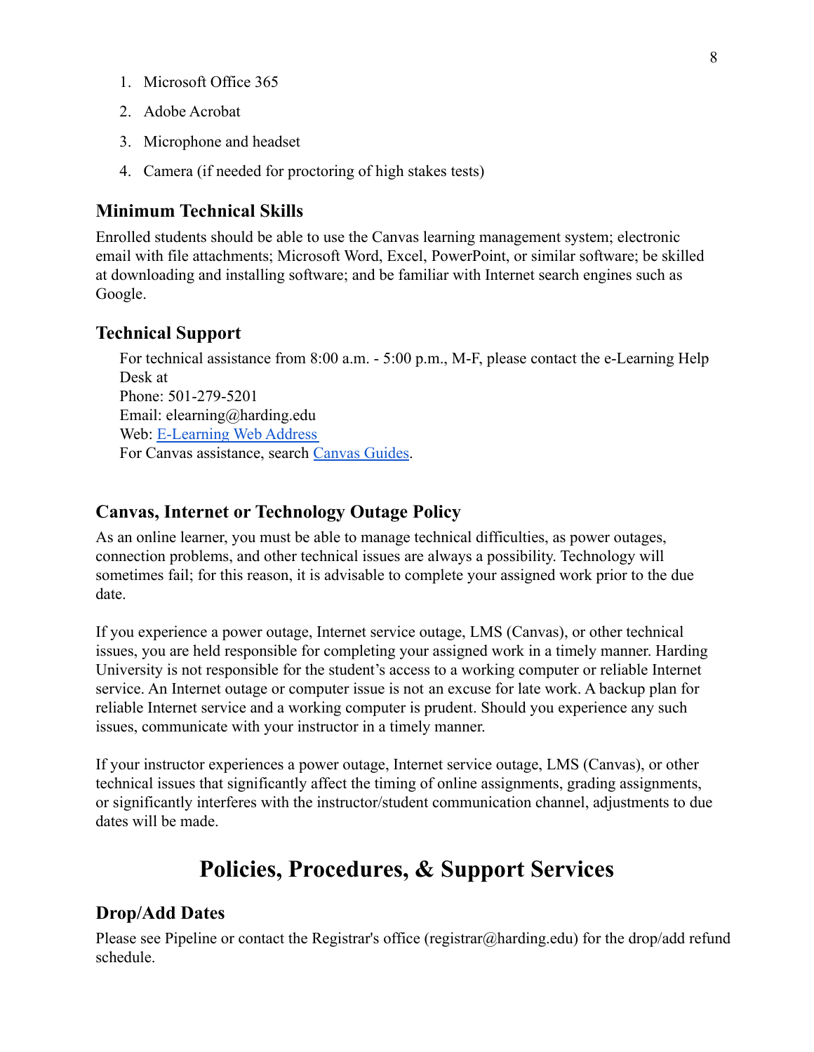1. Microsoft Office 365
2. Adobe Acrobat
3. Microphone and headset
4. Camera (if needed for proctoring of high stakes tests)

### Minimum Technical Skills

Enrolled students should be able to use the Canvas learning management system; electronic email with file attachments; Microsoft Word, Excel, PowerPoint, or similar software; be skilled at downloading and installing software; and be familiar with Internet search engines such as Google.

### Technical Support

For technical assistance from 8:00 a.m. - 5:00 p.m., M-F, please contact the e-Learning Help Desk at
Phone: 501-279-5201
Email: elearning@harding.edu
Web: E-Learning Web Address
For Canvas assistance, search Canvas Guides.

### Canvas, Internet or Technology Outage Policy

As an online learner, you must be able to manage technical difficulties, as power outages, connection problems, and other technical issues are always a possibility. Technology will sometimes fail; for this reason, it is advisable to complete your assigned work prior to the due date.

If you experience a power outage, Internet service outage, LMS (Canvas), or other technical issues, you are held responsible for completing your assigned work in a timely manner. Harding University is not responsible for the student's access to a working computer or reliable Internet service. An Internet outage or computer issue is not an excuse for late work. A backup plan for reliable Internet service and a working computer is prudent. Should you experience any such issues, communicate with your instructor in a timely manner.

If your instructor experiences a power outage, Internet service outage, LMS (Canvas), or other technical issues that significantly affect the timing of online assignments, grading assignments, or significantly interferes with the instructor/student communication channel, adjustments to due dates will be made.

## Policies, Procedures, & Support Services

### Drop/Add Dates

Please see Pipeline or contact the Registrar's office (registrar@harding.edu) for the drop/add refund schedule.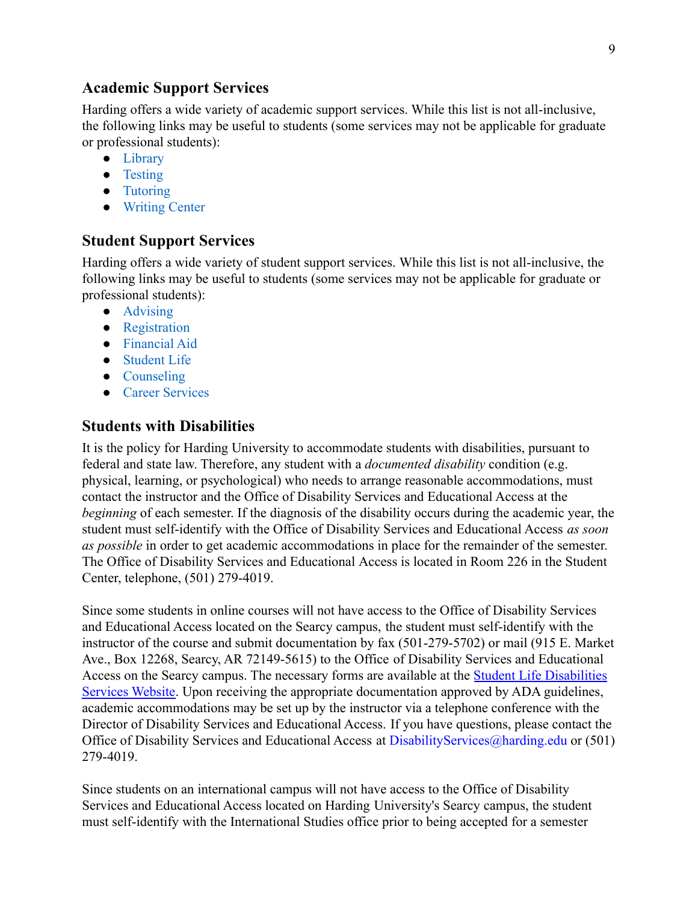## Academic Support Services

Harding offers a wide variety of academic support services. While this list is not all-inclusive, the following links may be useful to students (some services may not be applicable for graduate or professional students):

- Library
- Testing
- Tutoring
- Writing Center

## Student Support Services

Harding offers a wide variety of student support services. While this list is not all-inclusive, the following links may be useful to students (some services may not be applicable for graduate or professional students):

- Advising
- Registration
- Financial Aid
- Student Life
- Counseling
- Career Services

## Students with Disabilities

It is the policy for Harding University to accommodate students with disabilities, pursuant to federal and state law. Therefore, any student with a *documented disability* condition (e.g. physical, learning, or psychological) who needs to arrange reasonable accommodations, must contact the instructor and the Office of Disability Services and Educational Access at the *beginning* of each semester. If the diagnosis of the disability occurs during the academic year, the student must self-identify with the Office of Disability Services and Educational Access *as soon as possible* in order to get academic accommodations in place for the remainder of the semester. The Office of Disability Services and Educational Access is located in Room 226 in the Student Center, telephone, (501) 279-4019.

Since some students in online courses will not have access to the Office of Disability Services and Educational Access located on the Searcy campus, the student must self-identify with the instructor of the course and submit documentation by fax (501-279-5702) or mail (915 E. Market Ave., Box 12268, Searcy, AR 72149-5615) to the Office of Disability Services and Educational Access on the Searcy campus. The necessary forms are available at the Student Life Disabilities Services Website. Upon receiving the appropriate documentation approved by ADA guidelines, academic accommodations may be set up by the instructor via a telephone conference with the Director of Disability Services and Educational Access. If you have questions, please contact the Office of Disability Services and Educational Access at DisabilityServices@harding.edu or (501) 279-4019.

Since students on an international campus will not have access to the Office of Disability Services and Educational Access located on Harding University's Searcy campus, the student must self-identify with the International Studies office prior to being accepted for a semester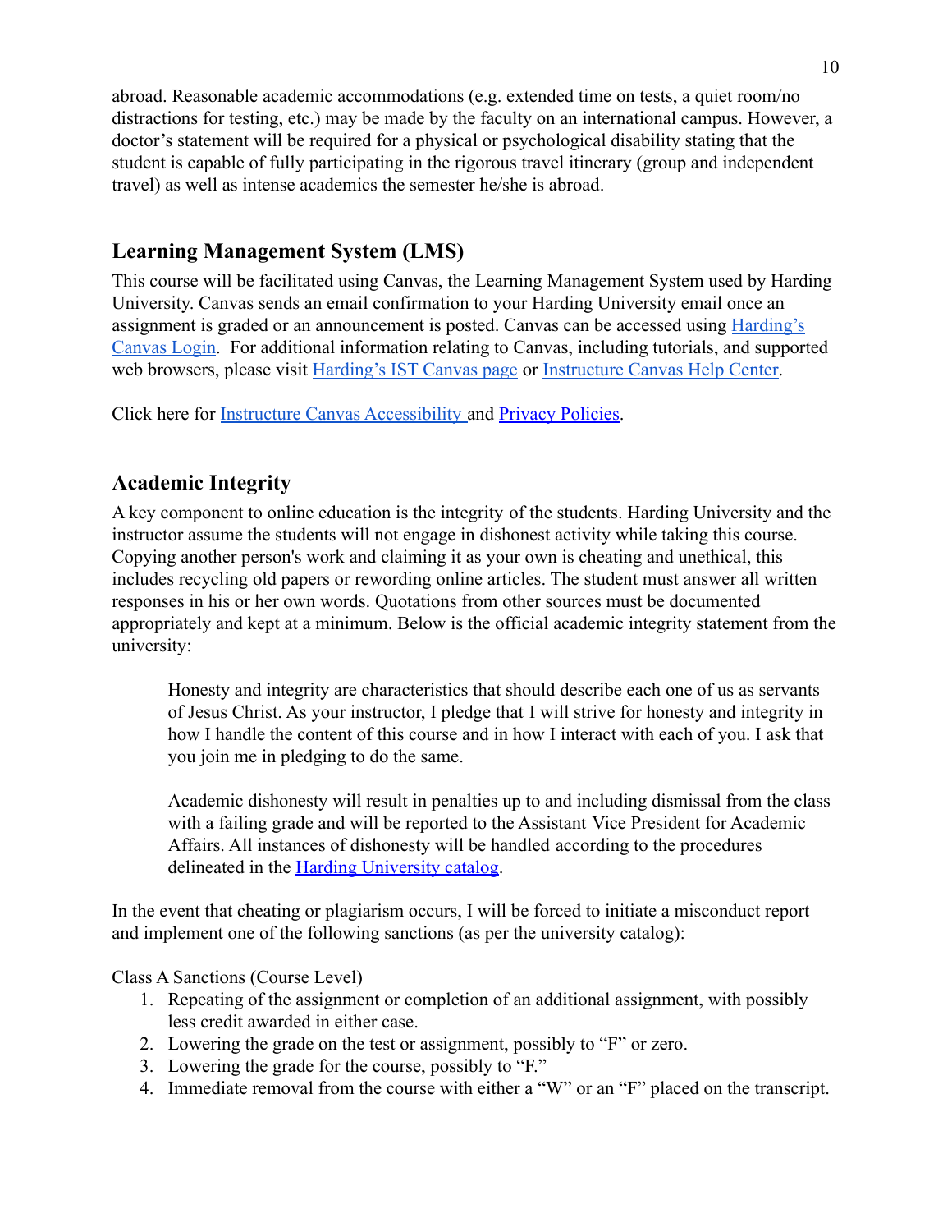abroad. Reasonable academic accommodations (e.g. extended time on tests, a quiet room/no distractions for testing, etc.) may be made by the faculty on an international campus. However, a doctor's statement will be required for a physical or psychological disability stating that the student is capable of fully participating in the rigorous travel itinerary (group and independent travel) as well as intense academics the semester he/she is abroad.

## Learning Management System (LMS)

This course will be facilitated using Canvas, the Learning Management System used by Harding University. Canvas sends an email confirmation to your Harding University email once an assignment is graded or an announcement is posted. Canvas can be accessed using Harding's Canvas Login. For additional information relating to Canvas, including tutorials, and supported web browsers, please visit Harding's IST Canvas page or Instructure Canvas Help Center.

Click here for Instructure Canvas Accessibility and Privacy Policies.

## Academic Integrity

A key component to online education is the integrity of the students. Harding University and the instructor assume the students will not engage in dishonest activity while taking this course. Copying another person's work and claiming it as your own is cheating and unethical, this includes recycling old papers or rewording online articles. The student must answer all written responses in his or her own words. Quotations from other sources must be documented appropriately and kept at a minimum. Below is the official academic integrity statement from the university:

> Honesty and integrity are characteristics that should describe each one of us as servants of Jesus Christ. As your instructor, I pledge that I will strive for honesty and integrity in how I handle the content of this course and in how I interact with each of you. I ask that you join me in pledging to do the same.
>
> Academic dishonesty will result in penalties up to and including dismissal from the class with a failing grade and will be reported to the Assistant Vice President for Academic Affairs. All instances of dishonesty will be handled according to the procedures delineated in the Harding University catalog.

In the event that cheating or plagiarism occurs, I will be forced to initiate a misconduct report and implement one of the following sanctions (as per the university catalog):

Class A Sanctions (Course Level)

1. Repeating of the assignment or completion of an additional assignment, with possibly less credit awarded in either case.
2. Lowering the grade on the test or assignment, possibly to "F" or zero.
3. Lowering the grade for the course, possibly to "F."
4. Immediate removal from the course with either a "W" or an "F" placed on the transcript.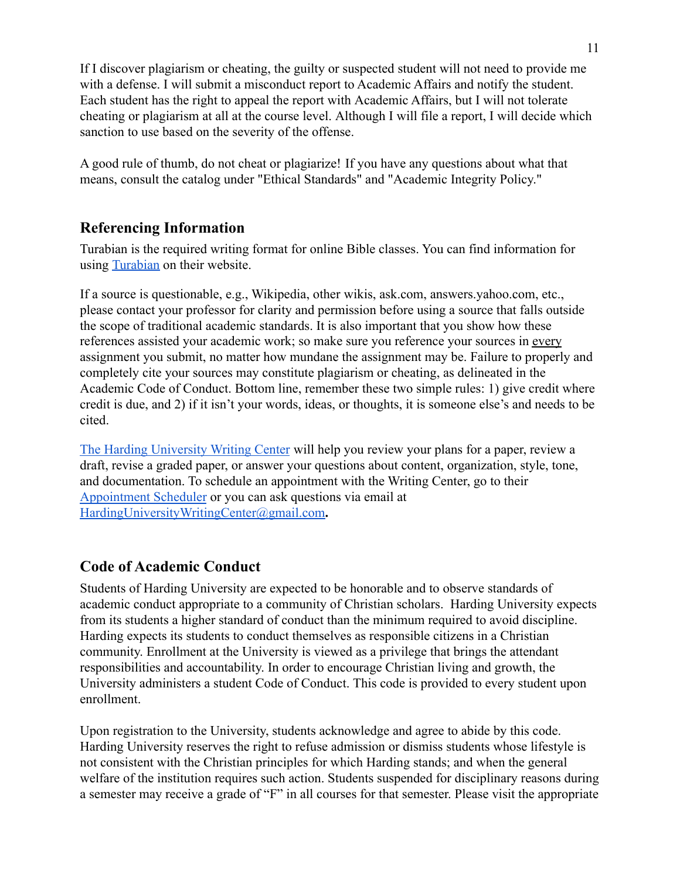If I discover plagiarism or cheating, the guilty or suspected student will not need to provide me with a defense. I will submit a misconduct report to Academic Affairs and notify the student. Each student has the right to appeal the report with Academic Affairs, but I will not tolerate cheating or plagiarism at all at the course level. Although I will file a report, I will decide which sanction to use based on the severity of the offense.

A good rule of thumb, do not cheat or plagiarize! If you have any questions about what that means, consult the catalog under "Ethical Standards" and "Academic Integrity Policy."

## Referencing Information

Turabian is the required writing format for online Bible classes. You can find information for using [Turabian](#) on their website.

If a source is questionable, e.g., Wikipedia, other wikis, ask.com, answers.yahoo.com, etc., please contact your professor for clarity and permission before using a source that falls outside the scope of traditional academic standards. It is also important that you show how these references assisted your academic work; so make sure you reference your sources in every assignment you submit, no matter how mundane the assignment may be. Failure to properly and completely cite your sources may constitute plagiarism or cheating, as delineated in the Academic Code of Conduct. Bottom line, remember these two simple rules: 1) give credit where credit is due, and 2) if it isn't your words, ideas, or thoughts, it is someone else's and needs to be cited.

[The Harding University Writing Center](#) will help you review your plans for a paper, review a draft, revise a graded paper, or answer your questions about content, organization, style, tone, and documentation. To schedule an appointment with the Writing Center, go to their [Appointment Scheduler](#) or you can ask questions via email at HardingUniversityWritingCenter@gmail.com**.**

## Code of Academic Conduct

Students of Harding University are expected to be honorable and to observe standards of academic conduct appropriate to a community of Christian scholars. Harding University expects from its students a higher standard of conduct than the minimum required to avoid discipline. Harding expects its students to conduct themselves as responsible citizens in a Christian community. Enrollment at the University is viewed as a privilege that brings the attendant responsibilities and accountability. In order to encourage Christian living and growth, the University administers a student Code of Conduct. This code is provided to every student upon enrollment.

Upon registration to the University, students acknowledge and agree to abide by this code. Harding University reserves the right to refuse admission or dismiss students whose lifestyle is not consistent with the Christian principles for which Harding stands; and when the general welfare of the institution requires such action. Students suspended for disciplinary reasons during a semester may receive a grade of "F" in all courses for that semester. Please visit the appropriate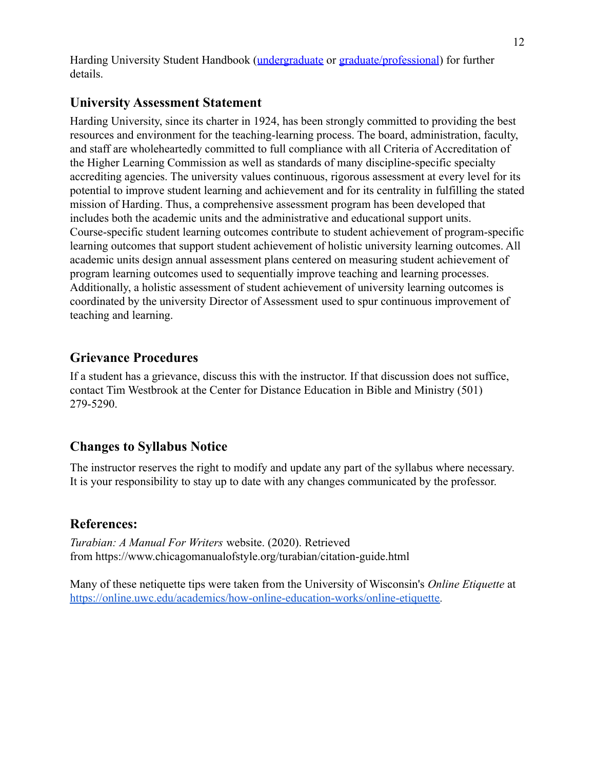Harding University Student Handbook ([undergraduate]() or [graduate/professional]()) for further details.

## University Assessment Statement

Harding University, since its charter in 1924, has been strongly committed to providing the best resources and environment for the teaching-learning process. The board, administration, faculty, and staff are wholeheartedly committed to full compliance with all Criteria of Accreditation of the Higher Learning Commission as well as standards of many discipline-specific specialty accrediting agencies. The university values continuous, rigorous assessment at every level for its potential to improve student learning and achievement and for its centrality in fulfilling the stated mission of Harding. Thus, a comprehensive assessment program has been developed that includes both the academic units and the administrative and educational support units. Course-specific student learning outcomes contribute to student achievement of program-specific learning outcomes that support student achievement of holistic university learning outcomes. All academic units design annual assessment plans centered on measuring student achievement of program learning outcomes used to sequentially improve teaching and learning processes. Additionally, a holistic assessment of student achievement of university learning outcomes is coordinated by the university Director of Assessment used to spur continuous improvement of teaching and learning.

## Grievance Procedures

If a student has a grievance, discuss this with the instructor. If that discussion does not suffice, contact Tim Westbrook at the Center for Distance Education in Bible and Ministry (501) 279-5290.

## Changes to Syllabus Notice

The instructor reserves the right to modify and update any part of the syllabus where necessary. It is your responsibility to stay up to date with any changes communicated by the professor.

## References:

*Turabian: A Manual For Writers* website. (2020). Retrieved from https://www.chicagomanualofstyle.org/turabian/citation-guide.html

Many of these netiquette tips were taken from the University of Wisconsin's *Online Etiquette* at [https://online.uwc.edu/academics/how-online-education-works/online-etiquette](https://online.uwc.edu/academics/how-online-education-works/online-etiquette).